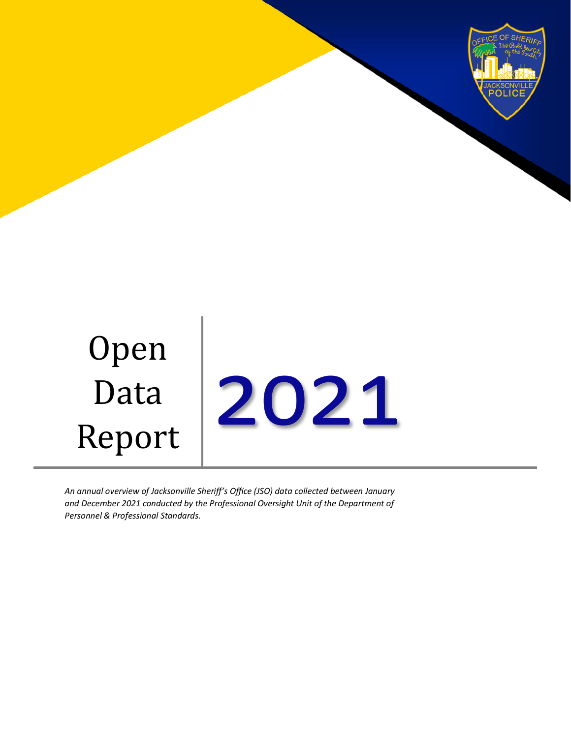# Open Data Report 2021

*An annual overview of Jacksonville Sheriff's Office (JSO) data collected between January and December 2021 conducted by the Professional Oversight Unit of the Department of Personnel & Professional Standards.*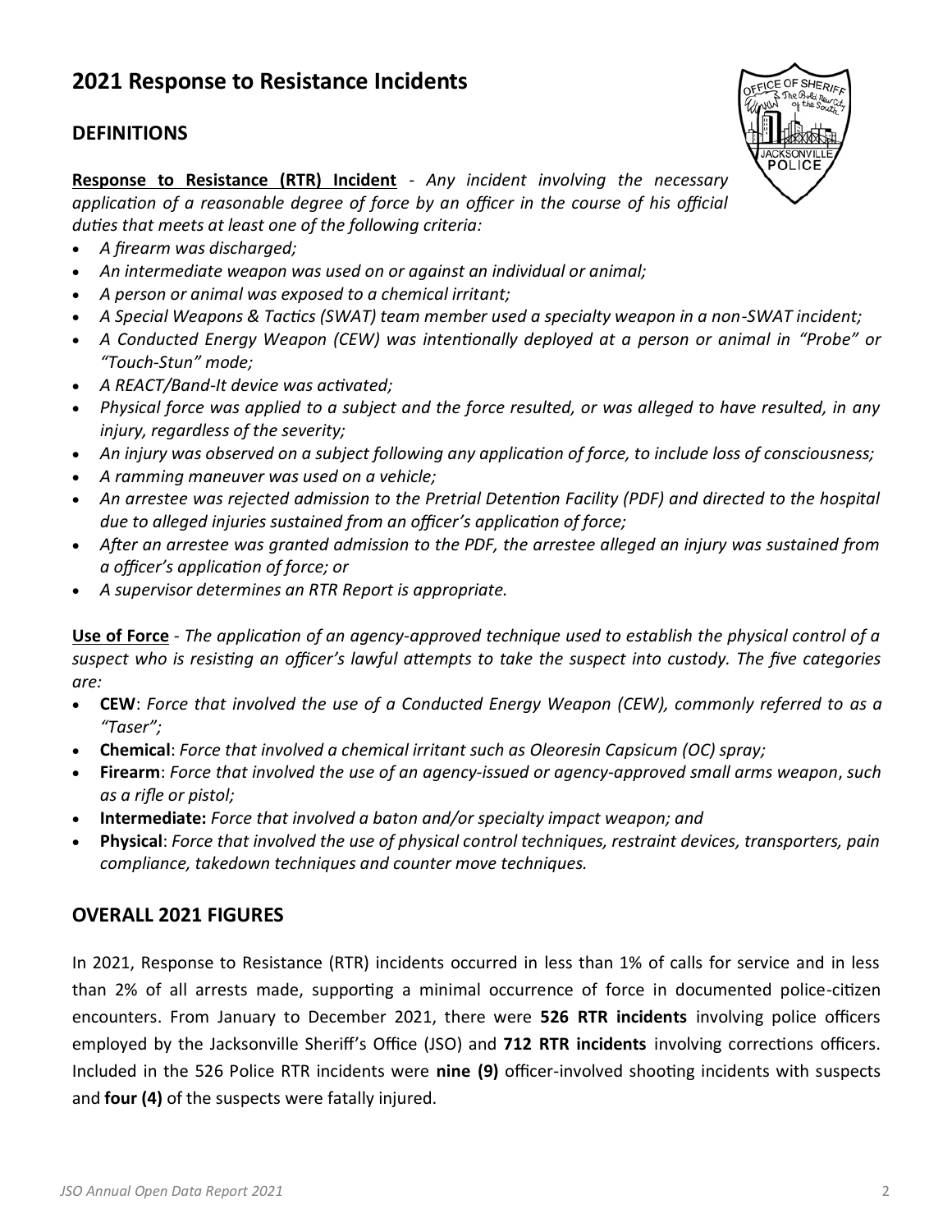## 2021 Response to Resistance Incidents

### DEFINITIONS

**Response to Resistance (RTR) Incident** - *Any incident involving the necessary application of a reasonable degree of force by an officer in the course of his official duties that meets at least one of the following criteria:*

- *A firearm was discharged;*
- *An intermediate weapon was used on or against an individual or animal;*
- *A person or animal was exposed to a chemical irritant;*
- *A Special Weapons & Tactics (SWAT) team member used a specialty weapon in a non-SWAT incident;*
- *A Conducted Energy Weapon (CEW) was intentionally deployed at a person or animal in "Probe" or "Touch-Stun" mode;*
- *A REACT/Band-It device was activated;*
- *Physical force was applied to a subject and the force resulted, or was alleged to have resulted, in any injury, regardless of the severity;*
- *An injury was observed on a subject following any application of force, to include loss of consciousness;*
- *A ramming maneuver was used on a vehicle;*
- *An arrestee was rejected admission to the Pretrial Detention Facility (PDF) and directed to the hospital due to alleged injuries sustained from an officer's application of force;*
- *After an arrestee was granted admission to the PDF, the arrestee alleged an injury was sustained from a officer's application of force; or*
- *A supervisor determines an RTR Report is appropriate.*

**Use of Force** - *The application of an agency-approved technique used to establish the physical control of a suspect who is resisting an officer's lawful attempts to take the suspect into custody. The five categories are:*

- **CEW**: *Force that involved the use of a Conducted Energy Weapon (CEW), commonly referred to as a "Taser";*
- **Chemical**: *Force that involved a chemical irritant such as Oleoresin Capsicum (OC) spray;*
- **Firearm**: *Force that involved the use of an agency-issued or agency-approved small arms weapon, such as a rifle or pistol;*
- **Intermediate:** *Force that involved a baton and/or specialty impact weapon; and*
- **Physical**: *Force that involved the use of physical control techniques, restraint devices, transporters, pain compliance, takedown techniques and counter move techniques.*

### OVERALL 2021 FIGURES

In 2021, Response to Resistance (RTR) incidents occurred in less than 1% of calls for service and in less than 2% of all arrests made, supporting a minimal occurrence of force in documented police-citizen encounters. From January to December 2021, there were **526 RTR incidents** involving police officers employed by the Jacksonville Sheriff's Office (JSO) and **712 RTR incidents** involving corrections officers. Included in the 526 Police RTR incidents were **nine (9)** officer-involved shooting incidents with suspects and **four (4)** of the suspects were fatally injured.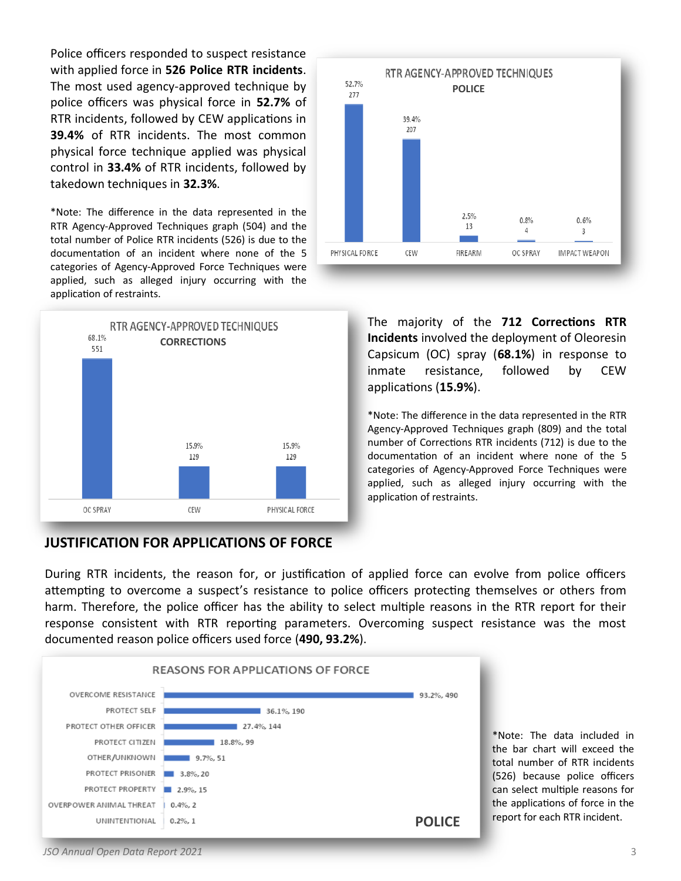Police officers responded to suspect resistance with applied force in **526 Police RTR incidents**. The most used agency-approved technique by police officers was physical force in **52.7%** of RTR incidents, followed by CEW applications in **39.4%** of RTR incidents. The most common physical force technique applied was physical control in **33.4%** of RTR incidents, followed by takedown techniques in **32.3%**.

*Note: The difference in the data represented in the RTR Agency-Approved Techniques graph (504) and the total number of Police RTR incidents (526) is due to the documentation of an incident where none of the 5 categories of Agency-Approved Force Techniques were applied, such as alleged injury occurring with the application of restraints.

**RTR AGENCY-APPROVED TECHNIQUES — POLICE**

| Technique | Percent | Count |
|---|---|---|
| PHYSICAL FORCE | 52.7% | 277 |
| CEW | 39.4% | 207 |
| FIREARM | 2.5% | 13 |
| OC SPRAY | 0.8% | 4 |
| IMPACT WEAPON | 0.6% | 3 |

**RTR AGENCY-APPROVED TECHNIQUES — CORRECTIONS**

| Technique | Percent | Count |
|---|---|---|
| OC SPRAY | 68.1% | 551 |
| CEW | 15.9% | 129 |
| PHYSICAL FORCE | 15.9% | 129 |

The majority of the **712 Corrections RTR Incidents** involved the deployment of Oleoresin Capsicum (OC) spray (**68.1%**) in response to inmate resistance, followed by CEW applications (**15.9%**).

*Note: The difference in the data represented in the RTR Agency-Approved Techniques graph (809) and the total number of Corrections RTR incidents (712) is due to the documentation of an incident where none of the 5 categories of Agency-Approved Force Techniques were applied, such as alleged injury occurring with the application of restraints.

## JUSTIFICATION FOR APPLICATIONS OF FORCE

During RTR incidents, the reason for, or justification of applied force can evolve from police officers attempting to overcome a suspect's resistance to police officers protecting themselves or others from harm. Therefore, the police officer has the ability to select multiple reasons in the RTR report for their response consistent with RTR reporting parameters. Overcoming suspect resistance was the most documented reason police officers used force (**490, 93.2%**).

**REASONS FOR APPLICATIONS OF FORCE — POLICE**

| Reason | Percent | Count |
|---|---|---|
| OVERCOME RESISTANCE | 93.2% | 490 |
| PROTECT SELF | 36.1% | 190 |
| PROTECT OTHER OFFICER | 27.4% | 144 |
| PROTECT CITIZEN | 18.8% | 99 |
| OTHER/UNKNOWN | 9.7% | 51 |
| PROTECT PRISONER | 3.8% | 20 |
| PROTECT PROPERTY | 2.9% | 15 |
| OVERPOWER ANIMAL THREAT | 0.4% | 2 |
| UNINTENTIONAL | 0.2% | 1 |

*Note: The data included in the bar chart will exceed the total number of RTR incidents (526) because police officers can select multiple reasons for the applications of force in the report for each RTR incident.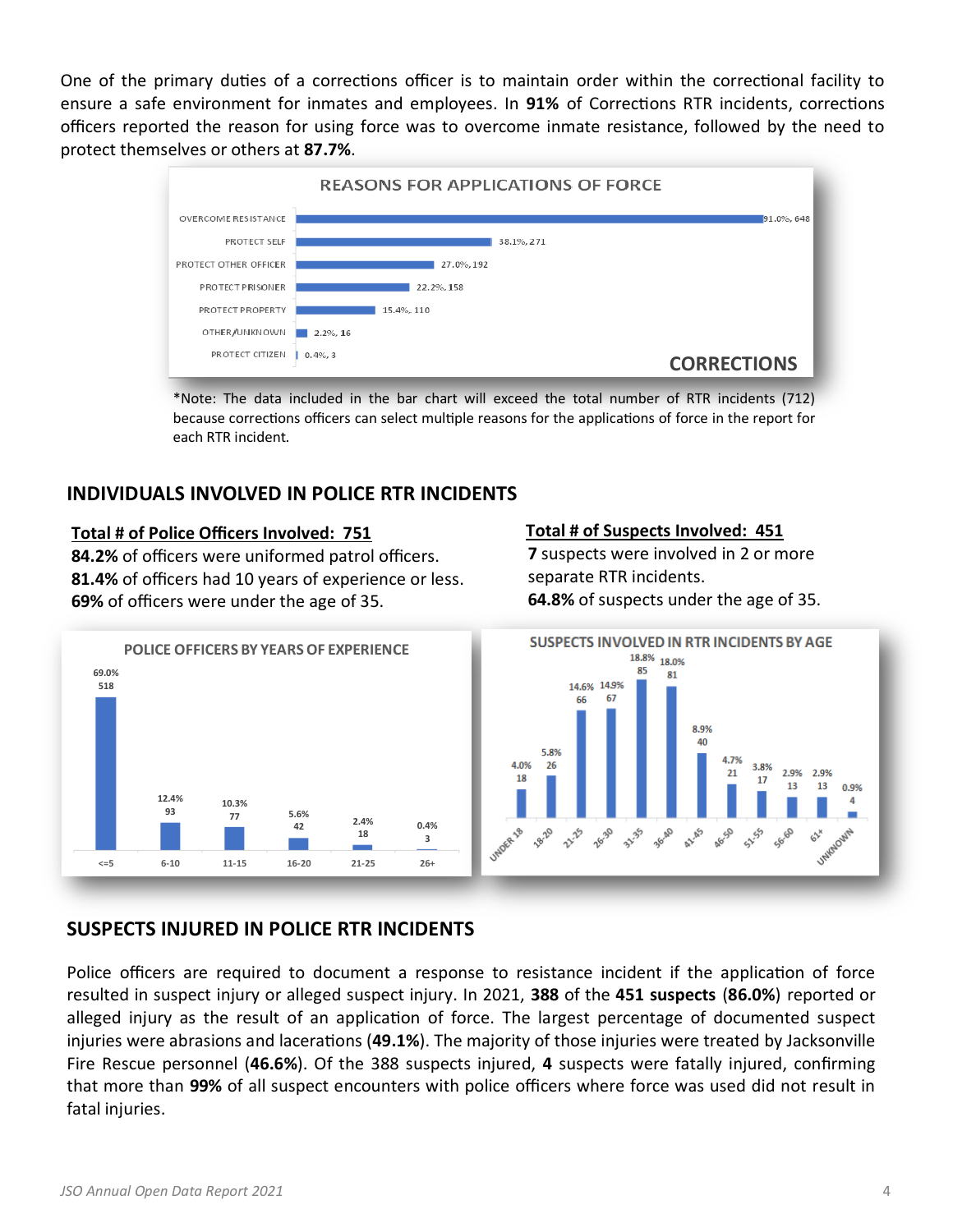One of the primary duties of a corrections officer is to maintain order within the correctional facility to ensure a safe environment for inmates and employees. In **91%** of Corrections RTR incidents, corrections officers reported the reason for using force was to overcome inmate resistance, followed by the need to protect themselves or others at **87.7%**.

**REASONS FOR APPLICATIONS OF FORCE — CORRECTIONS**

| Reason | Percent, Count |
|---|---|
| OVERCOME RESISTANCE | 91.0%, 648 |
| PROTECT SELF | 38.1%, 271 |
| PROTECT OTHER OFFICER | 27.0%, 192 |
| PROTECT PRISONER | 22.2%, 158 |
| PROTECT PROPERTY | 15.4%, 110 |
| OTHER/UNKNOWN | 2.2%, 16 |
| PROTECT CITIZEN | 0.4%, 3 |

*Note: The data included in the bar chart will exceed the total number of RTR incidents (712) because corrections officers can select multiple reasons for the applications of force in the report for each RTR incident.

## INDIVIDUALS INVOLVED IN POLICE RTR INCIDENTS

**Total # of Police Officers Involved: 751**

**84.2%** of officers were uniformed patrol officers.
**81.4%** of officers had 10 years of experience or less.
**69%** of officers were under the age of 35.

**Total # of Suspects Involved: 451**

**7** suspects were involved in 2 or more separate RTR incidents.
**64.8%** of suspects under the age of 35.

**POLICE OFFICERS BY YEARS OF EXPERIENCE**

| Years | Percent | Count |
|---|---|---|
| <=5 | 69.0% | 518 |
| 6-10 | 12.4% | 93 |
| 11-15 | 10.3% | 77 |
| 16-20 | 5.6% | 42 |
| 21-25 | 2.4% | 18 |
| 26+ | 0.4% | 3 |

**SUSPECTS INVOLVED IN RTR INCIDENTS BY AGE**

| Age | Percent | Count |
|---|---|---|
| UNDER 18 | 4.0% | 18 |
| 18-20 | 5.8% | 26 |
| 21-25 | 14.6% | 66 |
| 26-30 | 14.9% | 67 |
| 31-35 | 18.8% | 85 |
| 36-40 | 18.0% | 81 |
| 41-45 | 8.9% | 40 |
| 46-50 | 4.7% | 21 |
| 51-55 | 3.8% | 17 |
| 56-60 | 2.9% | 13 |
| 61+ | 2.9% | 13 |
| UNKNOWN | 0.9% | 4 |

## SUSPECTS INJURED IN POLICE RTR INCIDENTS

Police officers are required to document a response to resistance incident if the application of force resulted in suspect injury or alleged suspect injury. In 2021, **388** of the **451 suspects** (**86.0%**) reported or alleged injury as the result of an application of force. The largest percentage of documented suspect injuries were abrasions and lacerations (**49.1%**). The majority of those injuries were treated by Jacksonville Fire Rescue personnel (**46.6%**). Of the 388 suspects injured, **4** suspects were fatally injured, confirming that more than **99%** of all suspect encounters with police officers where force was used did not result in fatal injuries.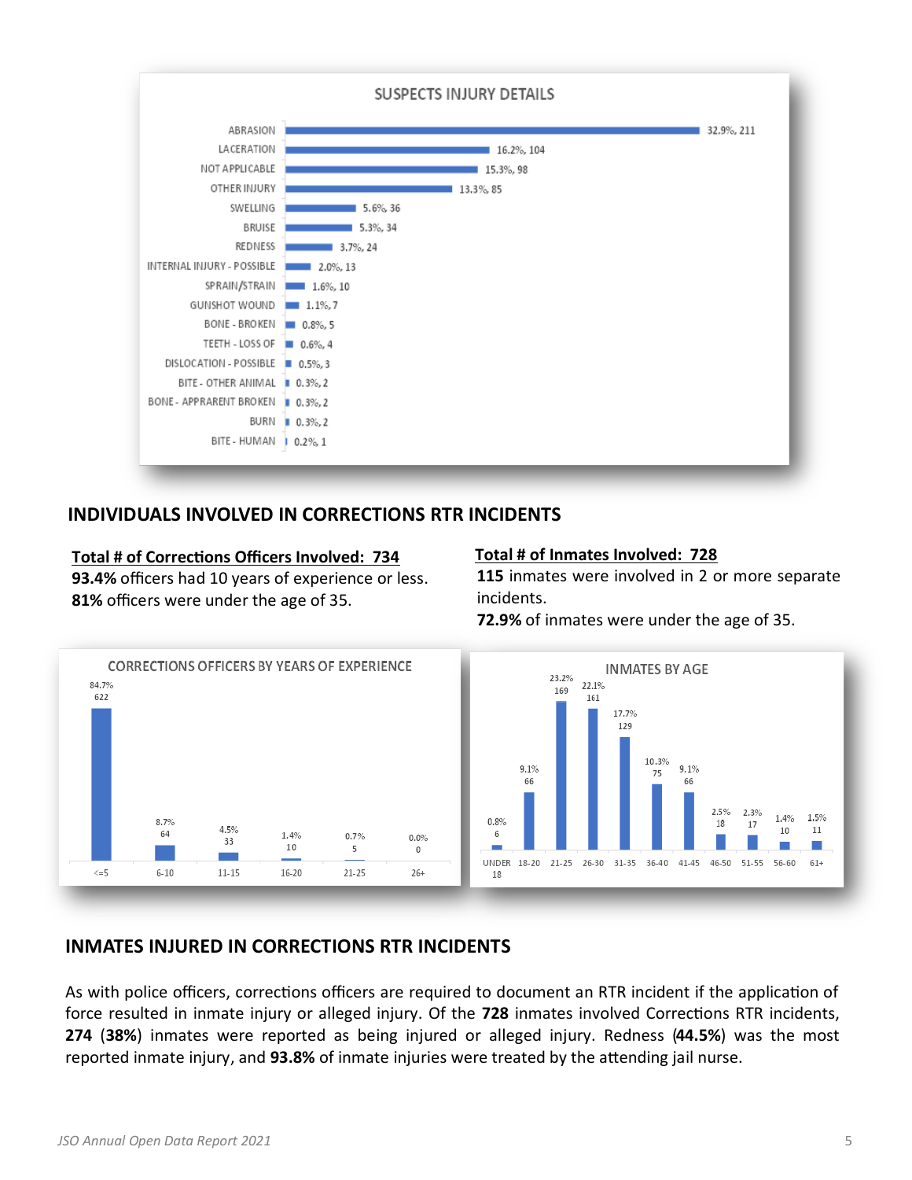**SUSPECTS INJURY DETAILS**

| Injury | Percent, Count |
|---|---|
| ABRASION | 32.9%, 211 |
| LACERATION | 16.2%, 104 |
| NOT APPLICABLE | 15.3%, 98 |
| OTHER INJURY | 13.3%, 85 |
| SWELLING | 5.6%, 36 |
| BRUISE | 5.3%, 34 |
| REDNESS | 3.7%, 24 |
| INTERNAL INJURY - POSSIBLE | 2.0%, 13 |
| SPRAIN/STRAIN | 1.6%, 10 |
| GUNSHOT WOUND | 1.1%, 7 |
| BONE - BROKEN | 0.8%, 5 |
| TEETH - LOSS OF | 0.6%, 4 |
| DISLOCATION - POSSIBLE | 0.5%, 3 |
| BITE - OTHER ANIMAL | 0.3%, 2 |
| BONE - APPRARENT BROKEN | 0.3%, 2 |
| BURN | 0.3%, 2 |
| BITE - HUMAN | 0.2%, 1 |

## INDIVIDUALS INVOLVED IN CORRECTIONS RTR INCIDENTS

**Total # of Corrections Officers Involved: 734**
**93.4%** officers had 10 years of experience or less.
**81%** officers were under the age of 35.

**Total # of Inmates Involved: 728**
**115** inmates were involved in 2 or more separate incidents.
**72.9%** of inmates were under the age of 35.

**CORRECTIONS OFFICERS BY YEARS OF EXPERIENCE**

| Years | Percent | Count |
|---|---|---|
| <=5 | 84.7% | 622 |
| 6-10 | 8.7% | 64 |
| 11-15 | 4.5% | 33 |
| 16-20 | 1.4% | 10 |
| 21-25 | 0.7% | 5 |
| 26+ | 0.0% | 0 |

**INMATES BY AGE**

| Age | Percent | Count |
|---|---|---|
| UNDER 18 | 0.8% | 6 |
| 18-20 | 9.1% | 66 |
| 21-25 | 23.2% | 169 |
| 26-30 | 22.1% | 161 |
| 31-35 | 17.7% | 129 |
| 36-40 | 10.3% | 75 |
| 41-45 | 9.1% | 66 |
| 46-50 | 2.5% | 18 |
| 51-55 | 2.3% | 17 |
| 56-60 | 1.4% | 10 |
| 61+ | 1.5% | 11 |

## INMATES INJURED IN CORRECTIONS RTR INCIDENTS

As with police officers, corrections officers are required to document an RTR incident if the application of force resulted in inmate injury or alleged injury. Of the **728** inmates involved Corrections RTR incidents, **274** (**38%**) inmates were reported as being injured or alleged injury. Redness (**44.5%**) was the most reported inmate injury, and **93.8%** of inmate injuries were treated by the attending jail nurse.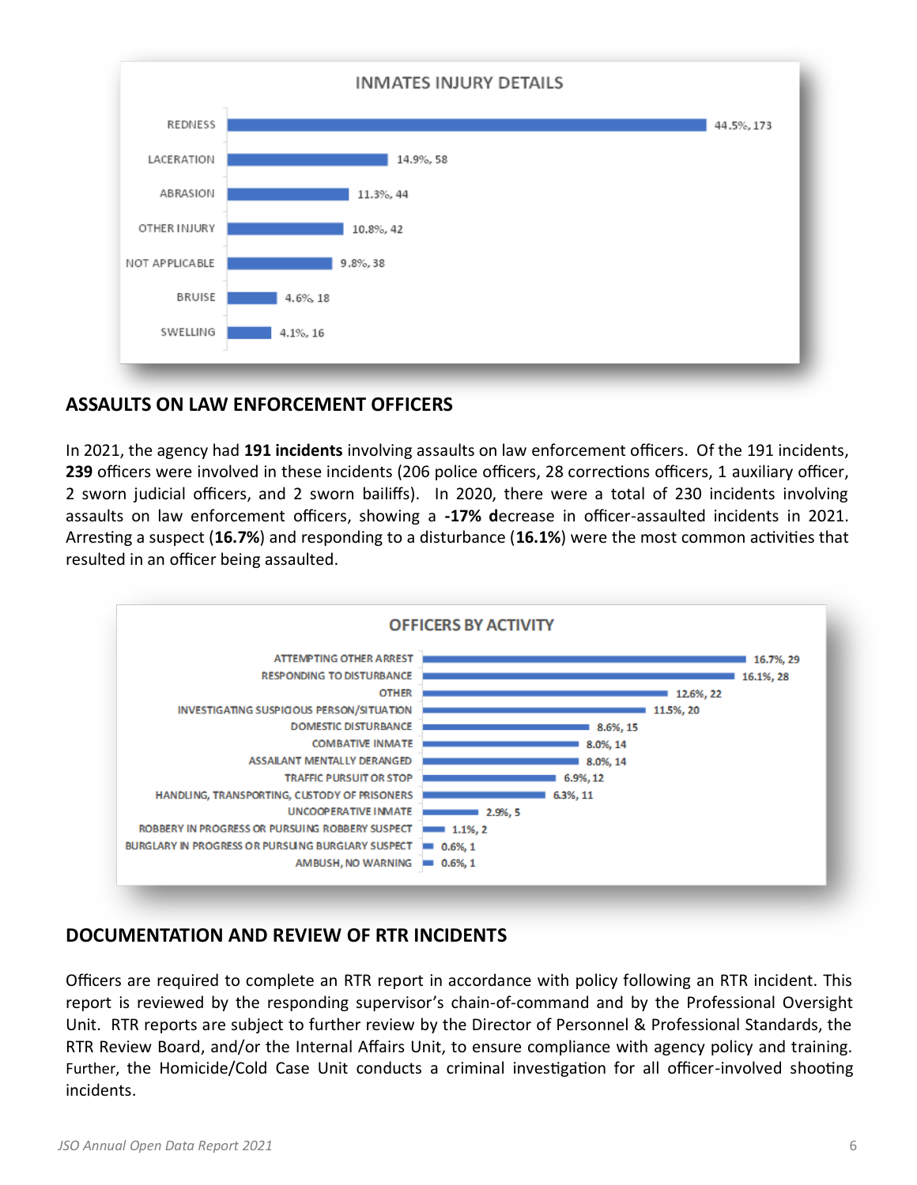**INMATES INJURY DETAILS**

| Injury | Percent, Count |
|---|---|
| REDNESS | 44.5%, 173 |
| LACERATION | 14.9%, 58 |
| ABRASION | 11.3%, 44 |
| OTHER INJURY | 10.8%, 42 |
| NOT APPLICABLE | 9.8%, 38 |
| BRUISE | 4.6%, 18 |
| SWELLING | 4.1%, 16 |

## ASSAULTS ON LAW ENFORCEMENT OFFICERS

In 2021, the agency had **191 incidents** involving assaults on law enforcement officers. Of the 191 incidents, **239** officers were involved in these incidents (206 police officers, 28 corrections officers, 1 auxiliary officer, 2 sworn judicial officers, and 2 sworn bailiffs). In 2020, there were a total of 230 incidents involving assaults on law enforcement officers, showing a **-17% d**ecrease in officer-assaulted incidents in 2021. Arresting a suspect (**16.7%**) and responding to a disturbance (**16.1%**) were the most common activities that resulted in an officer being assaulted.

**OFFICERS BY ACTIVITY**

| Activity | Percent, Count |
|---|---|
| ATTEMPTING OTHER ARREST | 16.7%, 29 |
| RESPONDING TO DISTURBANCE | 16.1%, 28 |
| OTHER | 12.6%, 22 |
| INVESTIGATING SUSPICIOUS PERSON/SITUATION | 11.5%, 20 |
| DOMESTIC DISTURBANCE | 8.6%, 15 |
| COMBATIVE INMATE | 8.0%, 14 |
| ASSAILANT MENTALLY DERANGED | 8.0%, 14 |
| TRAFFIC PURSUIT OR STOP | 6.9%, 12 |
| HANDLING, TRANSPORTING, CUSTODY OF PRISONERS | 6.3%, 11 |
| UNCOOPERATIVE INMATE | 2.9%, 5 |
| ROBBERY IN PROGRESS OR PURSUING ROBBERY SUSPECT | 1.1%, 2 |
| BURGLARY IN PROGRESS OR PURSUING BURGLARY SUSPECT | 0.6%, 1 |
| AMBUSH, NO WARNING | 0.6%, 1 |

## DOCUMENTATION AND REVIEW OF RTR INCIDENTS

Officers are required to complete an RTR report in accordance with policy following an RTR incident. This report is reviewed by the responding supervisor's chain-of-command and by the Professional Oversight Unit. RTR reports are subject to further review by the Director of Personnel & Professional Standards, the RTR Review Board, and/or the Internal Affairs Unit, to ensure compliance with agency policy and training. Further, the Homicide/Cold Case Unit conducts a criminal investigation for all officer-involved shooting incidents.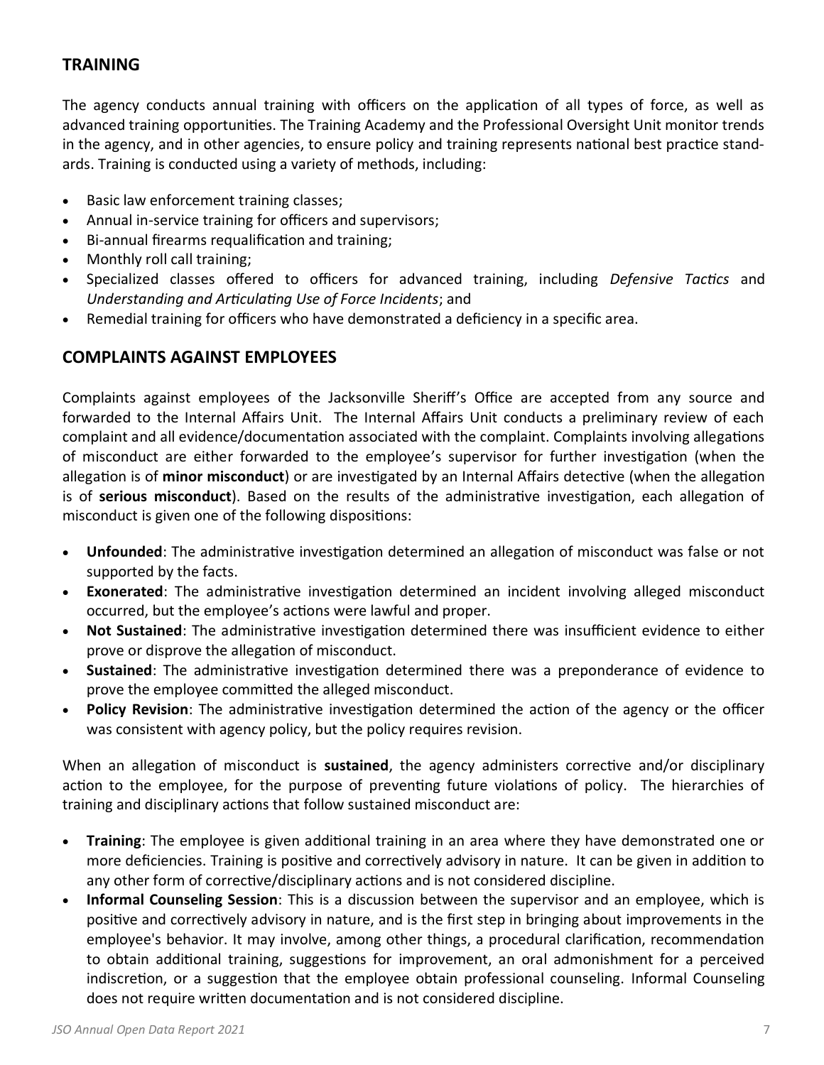## TRAINING

The agency conducts annual training with officers on the application of all types of force, as well as advanced training opportunities. The Training Academy and the Professional Oversight Unit monitor trends in the agency, and in other agencies, to ensure policy and training represents national best practice standards. Training is conducted using a variety of methods, including:

- Basic law enforcement training classes;
- Annual in-service training for officers and supervisors;
- Bi-annual firearms requalification and training;
- Monthly roll call training;
- Specialized classes offered to officers for advanced training, including *Defensive Tactics* and *Understanding and Articulating Use of Force Incidents*; and
- Remedial training for officers who have demonstrated a deficiency in a specific area.

## COMPLAINTS AGAINST EMPLOYEES

Complaints against employees of the Jacksonville Sheriff's Office are accepted from any source and forwarded to the Internal Affairs Unit. The Internal Affairs Unit conducts a preliminary review of each complaint and all evidence/documentation associated with the complaint. Complaints involving allegations of misconduct are either forwarded to the employee's supervisor for further investigation (when the allegation is of **minor misconduct**) or are investigated by an Internal Affairs detective (when the allegation is of **serious misconduct**). Based on the results of the administrative investigation, each allegation of misconduct is given one of the following dispositions:

- **Unfounded**: The administrative investigation determined an allegation of misconduct was false or not supported by the facts.
- **Exonerated**: The administrative investigation determined an incident involving alleged misconduct occurred, but the employee's actions were lawful and proper.
- **Not Sustained**: The administrative investigation determined there was insufficient evidence to either prove or disprove the allegation of misconduct.
- **Sustained**: The administrative investigation determined there was a preponderance of evidence to prove the employee committed the alleged misconduct.
- **Policy Revision**: The administrative investigation determined the action of the agency or the officer was consistent with agency policy, but the policy requires revision.

When an allegation of misconduct is **sustained**, the agency administers corrective and/or disciplinary action to the employee, for the purpose of preventing future violations of policy. The hierarchies of training and disciplinary actions that follow sustained misconduct are:

- **Training**: The employee is given additional training in an area where they have demonstrated one or more deficiencies. Training is positive and correctively advisory in nature. It can be given in addition to any other form of corrective/disciplinary actions and is not considered discipline.
- **Informal Counseling Session**: This is a discussion between the supervisor and an employee, which is positive and correctively advisory in nature, and is the first step in bringing about improvements in the employee's behavior. It may involve, among other things, a procedural clarification, recommendation to obtain additional training, suggestions for improvement, an oral admonishment for a perceived indiscretion, or a suggestion that the employee obtain professional counseling. Informal Counseling does not require written documentation and is not considered discipline.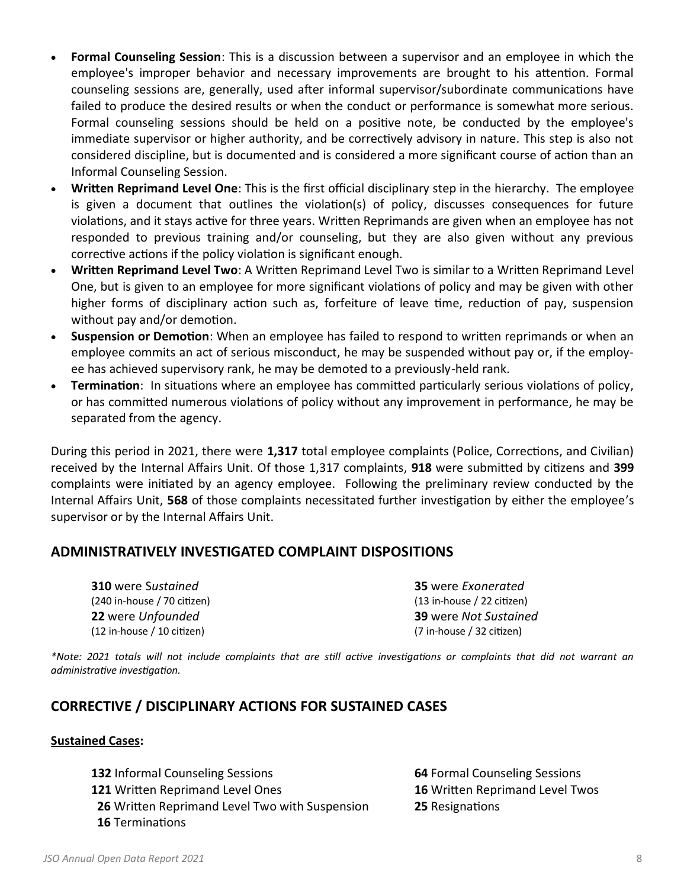- **Formal Counseling Session**: This is a discussion between a supervisor and an employee in which the employee's improper behavior and necessary improvements are brought to his attention. Formal counseling sessions are, generally, used after informal supervisor/subordinate communications have failed to produce the desired results or when the conduct or performance is somewhat more serious. Formal counseling sessions should be held on a positive note, be conducted by the employee's immediate supervisor or higher authority, and be correctively advisory in nature. This step is also not considered discipline, but is documented and is considered a more significant course of action than an Informal Counseling Session.
- **Written Reprimand Level One**: This is the first official disciplinary step in the hierarchy. The employee is given a document that outlines the violation(s) of policy, discusses consequences for future violations, and it stays active for three years. Written Reprimands are given when an employee has not responded to previous training and/or counseling, but they are also given without any previous corrective actions if the policy violation is significant enough.
- **Written Reprimand Level Two**: A Written Reprimand Level Two is similar to a Written Reprimand Level One, but is given to an employee for more significant violations of policy and may be given with other higher forms of disciplinary action such as, forfeiture of leave time, reduction of pay, suspension without pay and/or demotion.
- **Suspension or Demotion**: When an employee has failed to respond to written reprimands or when an employee commits an act of serious misconduct, he may be suspended without pay or, if the employee has achieved supervisory rank, he may be demoted to a previously-held rank.
- **Termination**: In situations where an employee has committed particularly serious violations of policy, or has committed numerous violations of policy without any improvement in performance, he may be separated from the agency.

During this period in 2021, there were **1,317** total employee complaints (Police, Corrections, and Civilian) received by the Internal Affairs Unit. Of those 1,317 complaints, **918** were submitted by citizens and **399** complaints were initiated by an agency employee. Following the preliminary review conducted by the Internal Affairs Unit, **568** of those complaints necessitated further investigation by either the employee's supervisor or by the Internal Affairs Unit.

## ADMINISTRATIVELY INVESTIGATED COMPLAINT DISPOSITIONS

**310** were S*ustained*
(240 in-house / 70 citizen)

**22** were *Unfounded*
(12 in-house / 10 citizen)

**35** were *Exonerated*
(13 in-house / 22 citizen)

**39** were *Not Sustained*
(7 in-house / 32 citizen)

*\*Note: 2021 totals will not include complaints that are still active investigations or complaints that did not warrant an administrative investigation.*

## CORRECTIVE / DISCIPLINARY ACTIONS FOR SUSTAINED CASES

**<u>Sustained Cases:</u>**

**132** Informal Counseling Sessions
**121** Written Reprimand Level Ones
**26** Written Reprimand Level Two with Suspension
**16** Terminations
**64** Formal Counseling Sessions
**16** Written Reprimand Level Twos
**25** Resignations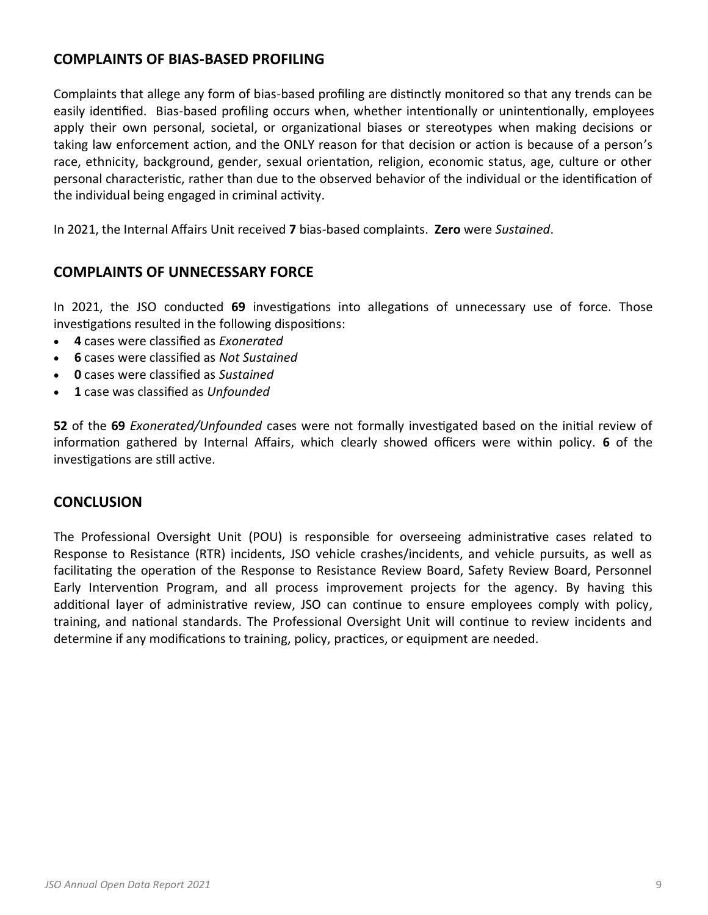## COMPLAINTS OF BIAS-BASED PROFILING

Complaints that allege any form of bias-based profiling are distinctly monitored so that any trends can be easily identified. Bias-based profiling occurs when, whether intentionally or unintentionally, employees apply their own personal, societal, or organizational biases or stereotypes when making decisions or taking law enforcement action, and the ONLY reason for that decision or action is because of a person's race, ethnicity, background, gender, sexual orientation, religion, economic status, age, culture or other personal characteristic, rather than due to the observed behavior of the individual or the identification of the individual being engaged in criminal activity.

In 2021, the Internal Affairs Unit received **7** bias-based complaints. **Zero** were *Sustained*.

## COMPLAINTS OF UNNECESSARY FORCE

In 2021, the JSO conducted **69** investigations into allegations of unnecessary use of force. Those investigations resulted in the following dispositions:

- **4** cases were classified as *Exonerated*
- **6** cases were classified as *Not Sustained*
- **0** cases were classified as *Sustained*
- **1** case was classified as *Unfounded*

**52** of the **69** *Exonerated/Unfounded* cases were not formally investigated based on the initial review of information gathered by Internal Affairs, which clearly showed officers were within policy. **6** of the investigations are still active.

## CONCLUSION

The Professional Oversight Unit (POU) is responsible for overseeing administrative cases related to Response to Resistance (RTR) incidents, JSO vehicle crashes/incidents, and vehicle pursuits, as well as facilitating the operation of the Response to Resistance Review Board, Safety Review Board, Personnel Early Intervention Program, and all process improvement projects for the agency. By having this additional layer of administrative review, JSO can continue to ensure employees comply with policy, training, and national standards. The Professional Oversight Unit will continue to review incidents and determine if any modifications to training, policy, practices, or equipment are needed.